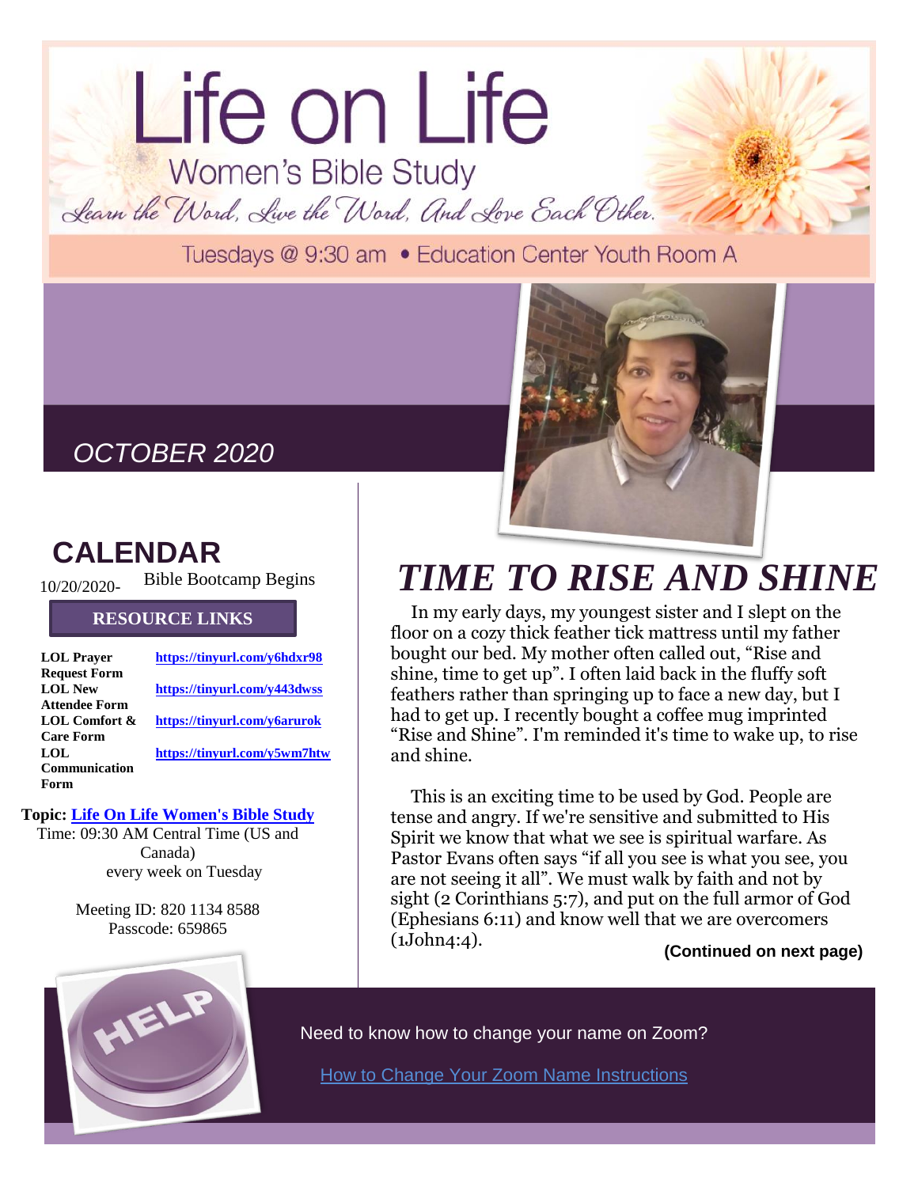# Life on Life

## Women's Bible Study

*Learn the Word, Live the Word, And Love Each Other.*

Tuesdays @ 9:30 am • Education Center Youth Room A

*OCTOBER 2020*

## CALENDAR

10/20/2020- Bible Bootcamp Begins

### RESOURCE LINKS

| | |
|---|---|
| **LOL Prayer Request Form** | **https://tinyurl.com/y6hdxr98** |
| **LOL New Attendee Form** | **https://tinyurl.com/y443dwss** |
| **LOL Comfort & Care Form** | **https://tinyurl.com/y6arurok** |
| **LOL Communication Form** | **https://tinyurl.com/y5wm7htw** |

**Topic: Life On Life Women's Bible Study**
Time: 09:30 AM Central Time (US and Canada)
every week on Tuesday

Meeting ID: 820 1134 8588
Passcode: 659865

# *TIME TO RISE AND SHINE*

In my early days, my youngest sister and I slept on the floor on a cozy thick feather tick mattress until my father bought our bed. My mother often called out, "Rise and shine, time to get up". I often laid back in the fluffy soft feathers rather than springing up to face a new day, but I had to get up. I recently bought a coffee mug imprinted "Rise and Shine". I'm reminded it's time to wake up, to rise and shine.

This is an exciting time to be used by God. People are tense and angry. If we're sensitive and submitted to His Spirit we know that what we see is spiritual warfare. As Pastor Evans often says "if all you see is what you see, you are not seeing it all". We must walk by faith and not by sight (2 Corinthians 5:7), and put on the full armor of God (Ephesians 6:11) and know well that we are overcomers (1John4:4).

**(Continued on next page)**

HELP

Need to know how to change your name on Zoom?

How to Change Your Zoom Name Instructions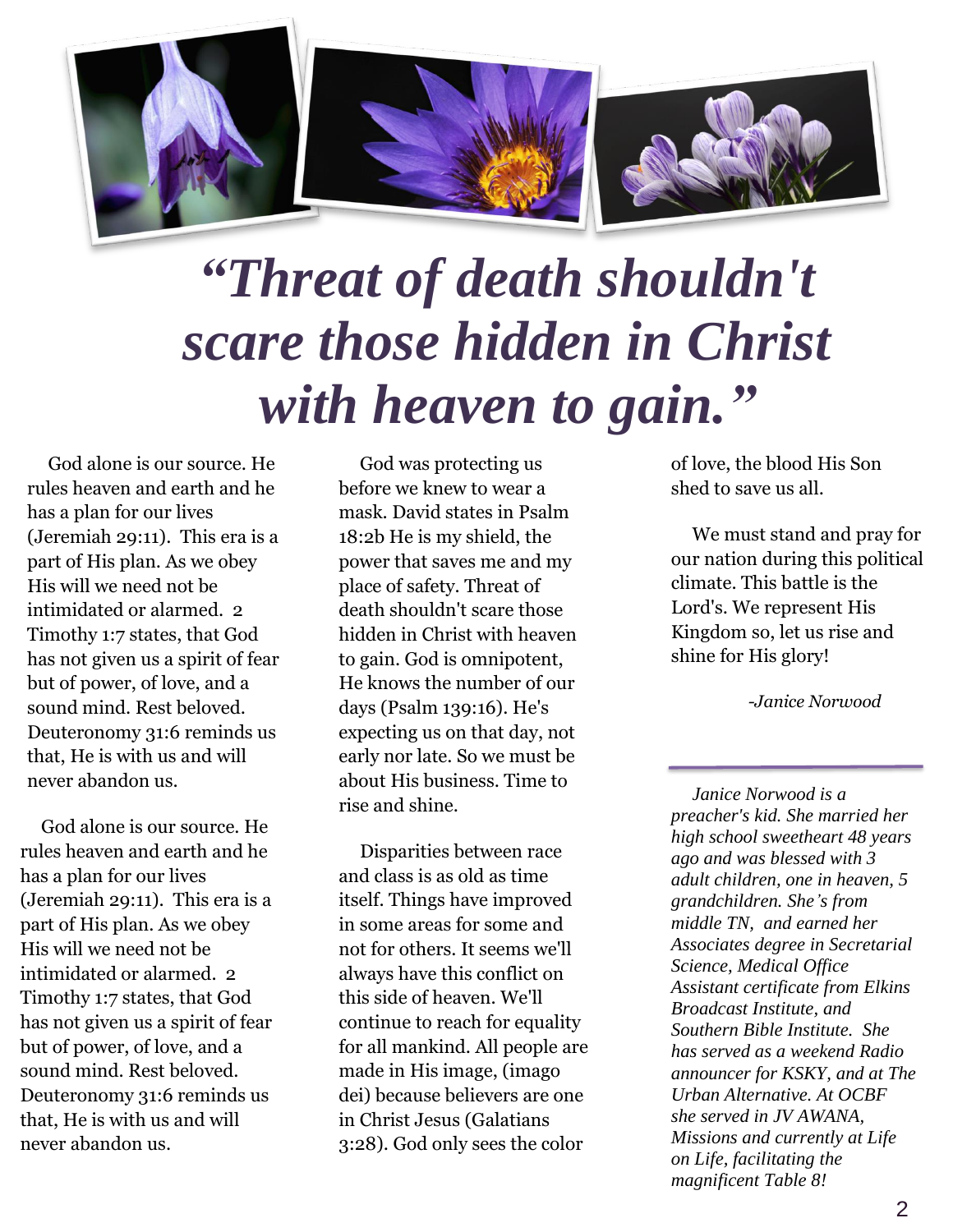# *"Threat of death shouldn't scare those hidden in Christ with heaven to gain."*

God alone is our source. He rules heaven and earth and he has a plan for our lives (Jeremiah 29:11). This era is a part of His plan. As we obey His will we need not be intimidated or alarmed. 2 Timothy 1:7 states, that God has not given us a spirit of fear but of power, of love, and a sound mind. Rest beloved. Deuteronomy 31:6 reminds us that, He is with us and will never abandon us.

God alone is our source. He rules heaven and earth and he has a plan for our lives (Jeremiah 29:11). This era is a part of His plan. As we obey His will we need not be intimidated or alarmed. 2 Timothy 1:7 states, that God has not given us a spirit of fear but of power, of love, and a sound mind. Rest beloved. Deuteronomy 31:6 reminds us that, He is with us and will never abandon us.

God was protecting us before we knew to wear a mask. David states in Psalm 18:2b He is my shield, the power that saves me and my place of safety. Threat of death shouldn't scare those hidden in Christ with heaven to gain. God is omnipotent, He knows the number of our days (Psalm 139:16). He's expecting us on that day, not early nor late. So we must be about His business. Time to rise and shine.

Disparities between race and class is as old as time itself. Things have improved in some areas for some and not for others. It seems we'll always have this conflict on this side of heaven. We'll continue to reach for equality for all mankind. All people are made in His image, (imago dei) because believers are one in Christ Jesus (Galatians 3:28). God only sees the color of love, the blood His Son shed to save us all.

We must stand and pray for our nation during this political climate. This battle is the Lord's. We represent His Kingdom so, let us rise and shine for His glory!

*-Janice Norwood*

---

*Janice Norwood is a preacher's kid. She married her high school sweetheart 48 years ago and was blessed with 3 adult children, one in heaven, 5 grandchildren. She's from middle TN, and earned her Associates degree in Secretarial Science, Medical Office Assistant certificate from Elkins Broadcast Institute, and Southern Bible Institute. She has served as a weekend Radio announcer for KSKY, and at The Urban Alternative. At OCBF she served in JV AWANA, Missions and currently at Life on Life, facilitating the magnificent Table 8!*